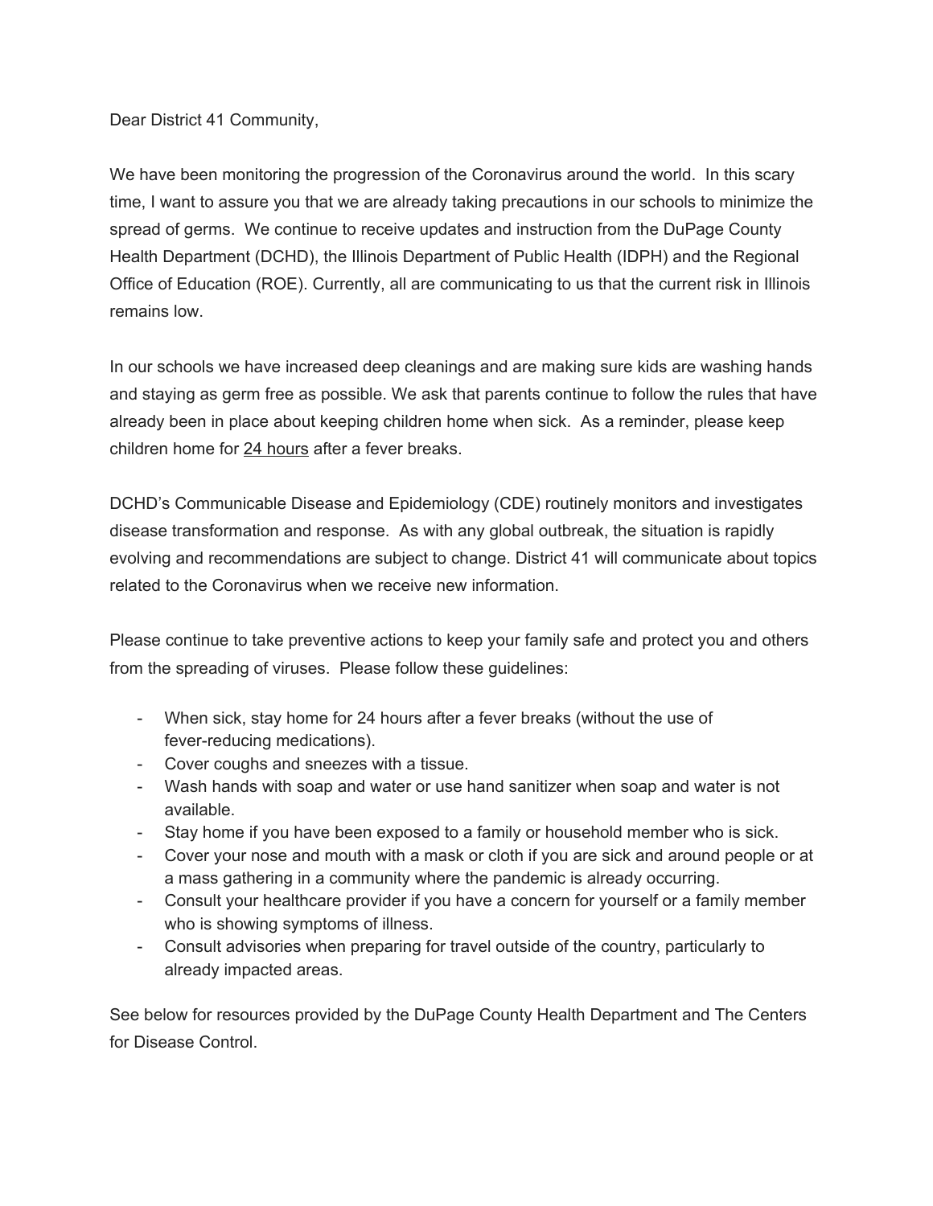Dear District 41 Community,

We have been monitoring the progression of the Coronavirus around the world. In this scary time, I want to assure you that we are already taking precautions in our schools to minimize the spread of germs. We continue to receive updates and instruction from the DuPage County Health Department (DCHD), the Illinois Department of Public Health (IDPH) and the Regional Office of Education (ROE). Currently, all are communicating to us that the current risk in Illinois remains low.

In our schools we have increased deep cleanings and are making sure kids are washing hands and staying as germ free as possible. We ask that parents continue to follow the rules that have already been in place about keeping children home when sick. As a reminder, please keep children home for <u>24 hours</u> after a fever breaks.

DCHD's Communicable Disease and Epidemiology (CDE) routinely monitors and investigates disease transformation and response. As with any global outbreak, the situation is rapidly evolving and recommendations are subject to change. District 41 will communicate about topics related to the Coronavirus when we receive new information.

Please continue to take preventive actions to keep your family safe and protect you and others from the spreading of viruses. Please follow these guidelines:

- When sick, stay home for 24 hours after a fever breaks (without the use of fever-reducing medications).
- Cover coughs and sneezes with a tissue.
- Wash hands with soap and water or use hand sanitizer when soap and water is not available.
- Stay home if you have been exposed to a family or household member who is sick.
- Cover your nose and mouth with a mask or cloth if you are sick and around people or at a mass gathering in a community where the pandemic is already occurring.
- Consult your healthcare provider if you have a concern for yourself or a family member who is showing symptoms of illness.
- Consult advisories when preparing for travel outside of the country, particularly to already impacted areas.

See below for resources provided by the DuPage County Health Department and The Centers for Disease Control.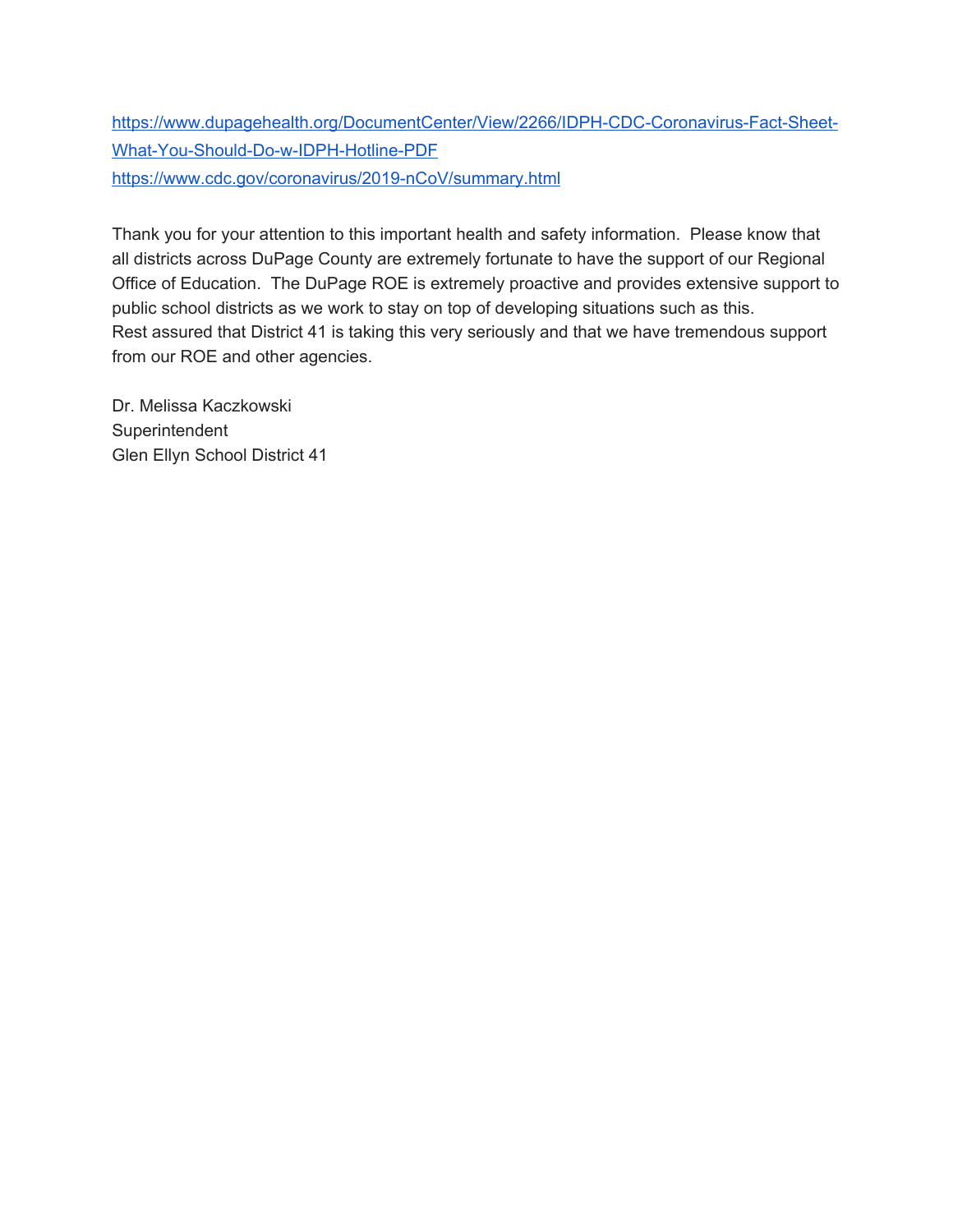https://www.dupagehealth.org/DocumentCenter/View/2266/IDPH-CDC-Coronavirus-Fact-Sheet-What-You-Should-Do-w-IDPH-Hotline-PDF
https://www.cdc.gov/coronavirus/2019-nCoV/summary.html

Thank you for your attention to this important health and safety information. Please know that all districts across DuPage County are extremely fortunate to have the support of our Regional Office of Education. The DuPage ROE is extremely proactive and provides extensive support to public school districts as we work to stay on top of developing situations such as this.
Rest assured that District 41 is taking this very seriously and that we have tremendous support from our ROE and other agencies.

Dr. Melissa Kaczkowski
Superintendent
Glen Ellyn School District 41